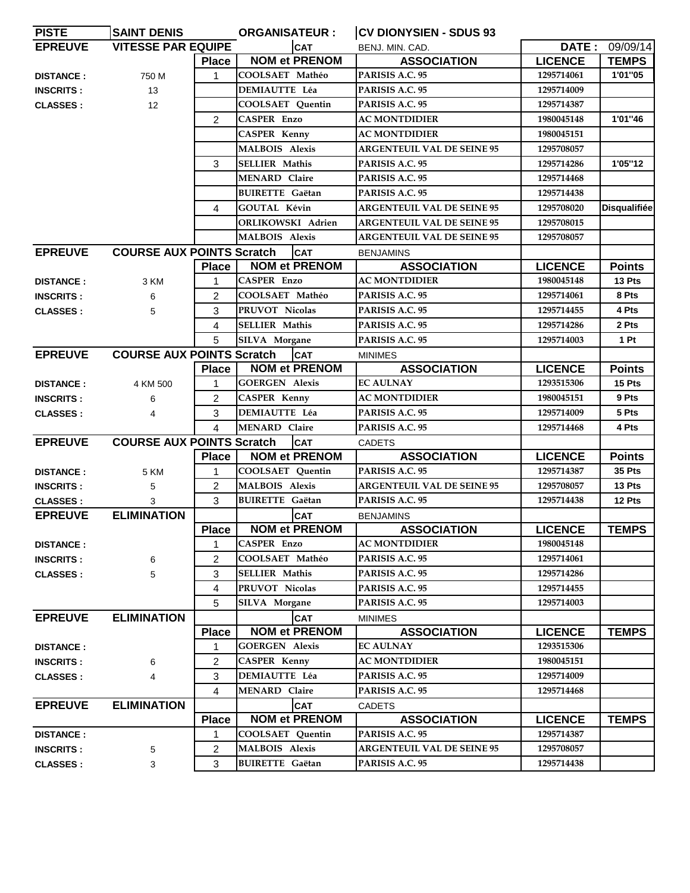| PISTE | SAINT DENIS | | ORGANISATEUR : | CV DIONYSIEN - SDUS 93 | | |
|---|---|---|---|---|---|---|
| **EPREUVE** | **VITESSE PAR EQUIPE** | | **CAT** | BENJ. MIN. CAD. | **DATE :** | 09/09/14 |
| | | **Place** | **NOM et PRENOM** | **ASSOCIATION** | **LICENCE** | **TEMPS** |
| **DISTANCE :** | 750 M | 1 | COOLSAET Mathéo | PARISIS A.C. 95 | 1295714061 | 1'01''05 |
| **INSCRITS :** | 13 | | DEMIAUTTE Léa | PARISIS A.C. 95 | 1295714009 | |
| **CLASSES :** | 12 | | COOLSAET Quentin | PARISIS A.C. 95 | 1295714387 | |
| | | 2 | CASPER Enzo | AC MONTDIDIER | 1980045148 | 1'01''46 |
| | | | CASPER Kenny | AC MONTDIDIER | 1980045151 | |
| | | | MALBOIS Alexis | ARGENTEUIL VAL DE SEINE 95 | 1295708057 | |
| | | 3 | SELLIER Mathis | PARISIS A.C. 95 | 1295714286 | 1'05''12 |
| | | | MENARD Claire | PARISIS A.C. 95 | 1295714468 | |
| | | | BUIRETTE Gaëtan | PARISIS A.C. 95 | 1295714438 | |
| | | 4 | GOUTAL Kévin | ARGENTEUIL VAL DE SEINE 95 | 1295708020 | Disqualifiée |
| | | | ORLIKOWSKI Adrien | ARGENTEUIL VAL DE SEINE 95 | 1295708015 | |
| | | | MALBOIS Alexis | ARGENTEUIL VAL DE SEINE 95 | 1295708057 | |
| **EPREUVE** | **COURSE AUX POINTS Scratch** | | **CAT** | BENJAMINS | | |
| | | **Place** | **NOM et PRENOM** | **ASSOCIATION** | **LICENCE** | **Points** |
| **DISTANCE :** | 3 KM | 1 | CASPER Enzo | AC MONTDIDIER | 1980045148 | 13 Pts |
| **INSCRITS :** | 6 | 2 | COOLSAET Mathéo | PARISIS A.C. 95 | 1295714061 | 8 Pts |
| **CLASSES :** | 5 | 3 | PRUVOT Nicolas | PARISIS A.C. 95 | 1295714455 | 4 Pts |
| | | 4 | SELLIER Mathis | PARISIS A.C. 95 | 1295714286 | 2 Pts |
| | | 5 | SILVA Morgane | PARISIS A.C. 95 | 1295714003 | 1 Pt |
| **EPREUVE** | **COURSE AUX POINTS Scratch** | | **CAT** | MINIMES | | |
| | | **Place** | **NOM et PRENOM** | **ASSOCIATION** | **LICENCE** | **Points** |
| **DISTANCE :** | 4 KM 500 | 1 | GOERGEN Alexis | EC AULNAY | 1293515306 | 15 Pts |
| **INSCRITS :** | 6 | 2 | CASPER Kenny | AC MONTDIDIER | 1980045151 | 9 Pts |
| **CLASSES :** | 4 | 3 | DEMIAUTTE Léa | PARISIS A.C. 95 | 1295714009 | 5 Pts |
| | | 4 | MENARD Claire | PARISIS A.C. 95 | 1295714468 | 4 Pts |
| **EPREUVE** | **COURSE AUX POINTS Scratch** | | **CAT** | CADETS | | |
| | | **Place** | **NOM et PRENOM** | **ASSOCIATION** | **LICENCE** | **Points** |
| **DISTANCE :** | 5 KM | 1 | COOLSAET Quentin | PARISIS A.C. 95 | 1295714387 | 35 Pts |
| **INSCRITS :** | 5 | 2 | MALBOIS Alexis | ARGENTEUIL VAL DE SEINE 95 | 1295708057 | 13 Pts |
| **CLASSES :** | 3 | 3 | BUIRETTE Gaëtan | PARISIS A.C. 95 | 1295714438 | 12 Pts |
| **EPREUVE** | **ELIMINATION** | | **CAT** | BENJAMINS | | |
| | | **Place** | **NOM et PRENOM** | **ASSOCIATION** | **LICENCE** | **TEMPS** |
| **DISTANCE :** | | 1 | CASPER Enzo | AC MONTDIDIER | 1980045148 | |
| **INSCRITS :** | 6 | 2 | COOLSAET Mathéo | PARISIS A.C. 95 | 1295714061 | |
| **CLASSES :** | 5 | 3 | SELLIER Mathis | PARISIS A.C. 95 | 1295714286 | |
| | | 4 | PRUVOT Nicolas | PARISIS A.C. 95 | 1295714455 | |
| | | 5 | SILVA Morgane | PARISIS A.C. 95 | 1295714003 | |
| **EPREUVE** | **ELIMINATION** | | **CAT** | MINIMES | | |
| | | **Place** | **NOM et PRENOM** | **ASSOCIATION** | **LICENCE** | **TEMPS** |
| **DISTANCE :** | | 1 | GOERGEN Alexis | EC AULNAY | 1293515306 | |
| **INSCRITS :** | 6 | 2 | CASPER Kenny | AC MONTDIDIER | 1980045151 | |
| **CLASSES :** | 4 | 3 | DEMIAUTTE Léa | PARISIS A.C. 95 | 1295714009 | |
| | | 4 | MENARD Claire | PARISIS A.C. 95 | 1295714468 | |
| **EPREUVE** | **ELIMINATION** | | **CAT** | CADETS | | |
| | | **Place** | **NOM et PRENOM** | **ASSOCIATION** | **LICENCE** | **TEMPS** |
| **DISTANCE :** | | 1 | COOLSAET Quentin | PARISIS A.C. 95 | 1295714387 | |
| **INSCRITS :** | 5 | 2 | MALBOIS Alexis | ARGENTEUIL VAL DE SEINE 95 | 1295708057 | |
| **CLASSES :** | 3 | 3 | BUIRETTE Gaëtan | PARISIS A.C. 95 | 1295714438 | |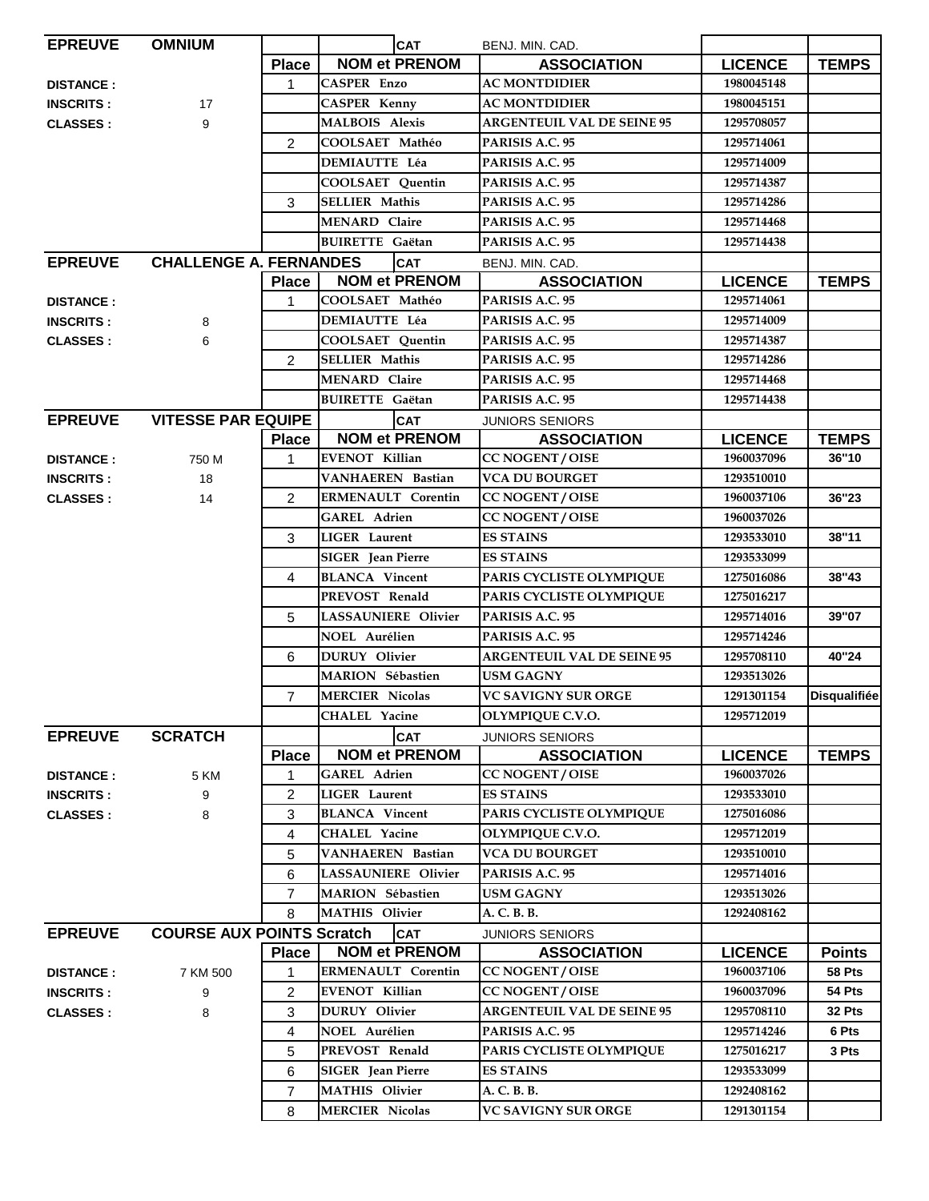| EPREUVE | OMNIUM | | CAT | BENJ. MIN. CAD. | | |
|---|---|---|---|---|---|---|
| | | Place | NOM et PRENOM | ASSOCIATION | LICENCE | TEMPS |
| DISTANCE : | | 1 | CASPER Enzo | AC MONTDIDIER | 1980045148 | |
| INSCRITS : | 17 | | CASPER Kenny | AC MONTDIDIER | 1980045151 | |
| CLASSES : | 9 | | MALBOIS Alexis | ARGENTEUIL VAL DE SEINE 95 | 1295708057 | |
| | | 2 | COOLSAET Mathéo | PARISIS A.C. 95 | 1295714061 | |
| | | | DEMIAUTTE Léa | PARISIS A.C. 95 | 1295714009 | |
| | | | COOLSAET Quentin | PARISIS A.C. 95 | 1295714387 | |
| | | 3 | SELLIER Mathis | PARISIS A.C. 95 | 1295714286 | |
| | | | MENARD Claire | PARISIS A.C. 95 | 1295714468 | |
| | | | BUIRETTE Gaëtan | PARISIS A.C. 95 | 1295714438 | |

| EPREUVE | CHALLENGE A. FERNANDES | | CAT | BENJ. MIN. CAD. | | |
|---|---|---|---|---|---|---|
| | | Place | NOM et PRENOM | ASSOCIATION | LICENCE | TEMPS |
| DISTANCE : | | 1 | COOLSAET Mathéo | PARISIS A.C. 95 | 1295714061 | |
| INSCRITS : | 8 | | DEMIAUTTE Léa | PARISIS A.C. 95 | 1295714009 | |
| CLASSES : | 6 | | COOLSAET Quentin | PARISIS A.C. 95 | 1295714387 | |
| | | 2 | SELLIER Mathis | PARISIS A.C. 95 | 1295714286 | |
| | | | MENARD Claire | PARISIS A.C. 95 | 1295714468 | |
| | | | BUIRETTE Gaëtan | PARISIS A.C. 95 | 1295714438 | |

| EPREUVE | VITESSE PAR EQUIPE | | CAT | JUNIORS SENIORS | | |
|---|---|---|---|---|---|---|
| | | Place | NOM et PRENOM | ASSOCIATION | LICENCE | TEMPS |
| DISTANCE : | 750 M | 1 | EVENOT Killian | CC NOGENT / OISE | 1960037096 | 36"10 |
| INSCRITS : | 18 | | VANHAEREN Bastian | VCA DU BOURGET | 1293510010 | |
| CLASSES : | 14 | 2 | ERMENAULT Corentin | CC NOGENT / OISE | 1960037106 | 36"23 |
| | | | GAREL Adrien | CC NOGENT / OISE | 1960037026 | |
| | | 3 | LIGER Laurent | ES STAINS | 1293533010 | 38"11 |
| | | | SIGER Jean Pierre | ES STAINS | 1293533099 | |
| | | 4 | BLANCA Vincent | PARIS CYCLISTE OLYMPIQUE | 1275016086 | 38"43 |
| | | | PREVOST Renald | PARIS CYCLISTE OLYMPIQUE | 1275016217 | |
| | | 5 | LASSAUNIERE Olivier | PARISIS A.C. 95 | 1295714016 | 39"07 |
| | | | NOEL Aurélien | PARISIS A.C. 95 | 1295714246 | |
| | | 6 | DURUY Olivier | ARGENTEUIL VAL DE SEINE 95 | 1295708110 | 40"24 |
| | | | MARION Sébastien | USM GAGNY | 1293513026 | |
| | | 7 | MERCIER Nicolas | VC SAVIGNY SUR ORGE | 1291301154 | Disqualifiée |
| | | | CHALEL Yacine | OLYMPIQUE C.V.O. | 1295712019 | |

| EPREUVE | SCRATCH | | CAT | JUNIORS SENIORS | | |
|---|---|---|---|---|---|---|
| | | Place | NOM et PRENOM | ASSOCIATION | LICENCE | TEMPS |
| DISTANCE : | 5 KM | 1 | GAREL Adrien | CC NOGENT / OISE | 1960037026 | |
| INSCRITS : | 9 | 2 | LIGER Laurent | ES STAINS | 1293533010 | |
| CLASSES : | 8 | 3 | BLANCA Vincent | PARIS CYCLISTE OLYMPIQUE | 1275016086 | |
| | | 4 | CHALEL Yacine | OLYMPIQUE C.V.O. | 1295712019 | |
| | | 5 | VANHAEREN Bastian | VCA DU BOURGET | 1293510010 | |
| | | 6 | LASSAUNIERE Olivier | PARISIS A.C. 95 | 1295714016 | |
| | | 7 | MARION Sébastien | USM GAGNY | 1293513026 | |
| | | 8 | MATHIS Olivier | A. C. B. B. | 1292408162 | |

| EPREUVE | COURSE AUX POINTS Scratch | | CAT | JUNIORS SENIORS | | |
|---|---|---|---|---|---|---|
| | | Place | NOM et PRENOM | ASSOCIATION | LICENCE | Points |
| DISTANCE : | 7 KM 500 | 1 | ERMENAULT Corentin | CC NOGENT / OISE | 1960037106 | 58 Pts |
| INSCRITS : | 9 | 2 | EVENOT Killian | CC NOGENT / OISE | 1960037096 | 54 Pts |
| CLASSES : | 8 | 3 | DURUY Olivier | ARGENTEUIL VAL DE SEINE 95 | 1295708110 | 32 Pts |
| | | 4 | NOEL Aurélien | PARISIS A.C. 95 | 1295714246 | 6 Pts |
| | | 5 | PREVOST Renald | PARIS CYCLISTE OLYMPIQUE | 1275016217 | 3 Pts |
| | | 6 | SIGER Jean Pierre | ES STAINS | 1293533099 | |
| | | 7 | MATHIS Olivier | A. C. B. B. | 1292408162 | |
| | | 8 | MERCIER Nicolas | VC SAVIGNY SUR ORGE | 1291301154 | |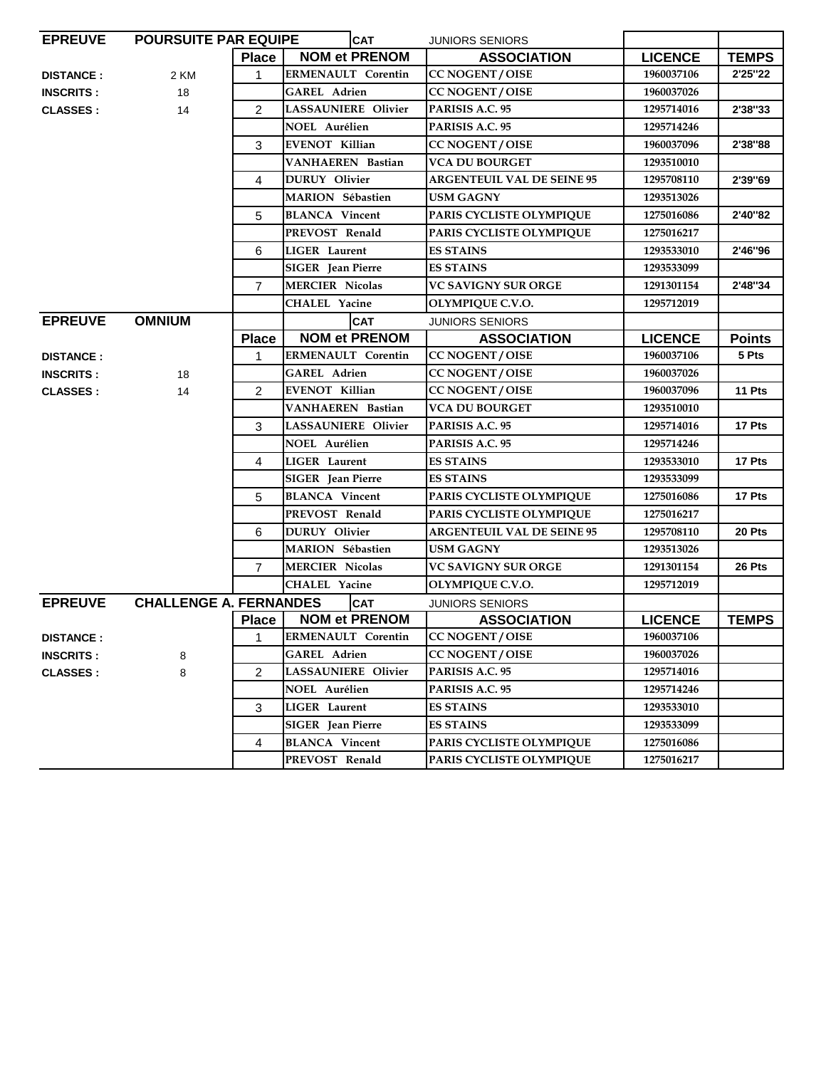| EPREUVE | POURSUITE PAR EQUIPE | | | CAT JUNIORS SENIORS | | |
|---|---|---|---|---|---|---|
| | | Place | NOM et PRENOM | ASSOCIATION | LICENCE | TEMPS |
| DISTANCE : | 2 KM | 1 | ERMENAULT Corentin | CC NOGENT / OISE | 1960037106 | 2'25''22 |
| INSCRITS : | 18 | | GAREL Adrien | CC NOGENT / OISE | 1960037026 | |
| CLASSES : | 14 | 2 | LASSAUNIERE Olivier | PARISIS A.C. 95 | 1295714016 | 2'38''33 |
| | | | NOEL Aurélien | PARISIS A.C. 95 | 1295714246 | |
| | | 3 | EVENOT Killian | CC NOGENT / OISE | 1960037096 | 2'38''88 |
| | | | VANHAEREN Bastian | VCA DU BOURGET | 1293510010 | |
| | | 4 | DURUY Olivier | ARGENTEUIL VAL DE SEINE 95 | 1295708110 | 2'39''69 |
| | | | MARION Sébastien | USM GAGNY | 1293513026 | |
| | | 5 | BLANCA Vincent | PARIS CYCLISTE OLYMPIQUE | 1275016086 | 2'40''82 |
| | | | PREVOST Renald | PARIS CYCLISTE OLYMPIQUE | 1275016217 | |
| | | 6 | LIGER Laurent | ES STAINS | 1293533010 | 2'46''96 |
| | | | SIGER Jean Pierre | ES STAINS | 1293533099 | |
| | | 7 | MERCIER Nicolas | VC SAVIGNY SUR ORGE | 1291301154 | 2'48''34 |
| | | | CHALEL Yacine | OLYMPIQUE C.V.O. | 1295712019 | |

| EPREUVE | OMNIUM | | | CAT JUNIORS SENIORS | | |
|---|---|---|---|---|---|---|
| | | Place | NOM et PRENOM | ASSOCIATION | LICENCE | Points |
| DISTANCE : | | 1 | ERMENAULT Corentin | CC NOGENT / OISE | 1960037106 | 5 Pts |
| INSCRITS : | 18 | | GAREL Adrien | CC NOGENT / OISE | 1960037026 | |
| CLASSES : | 14 | 2 | EVENOT Killian | CC NOGENT / OISE | 1960037096 | 11 Pts |
| | | | VANHAEREN Bastian | VCA DU BOURGET | 1293510010 | |
| | | 3 | LASSAUNIERE Olivier | PARISIS A.C. 95 | 1295714016 | 17 Pts |
| | | | NOEL Aurélien | PARISIS A.C. 95 | 1295714246 | |
| | | 4 | LIGER Laurent | ES STAINS | 1293533010 | 17 Pts |
| | | | SIGER Jean Pierre | ES STAINS | 1293533099 | |
| | | 5 | BLANCA Vincent | PARIS CYCLISTE OLYMPIQUE | 1275016086 | 17 Pts |
| | | | PREVOST Renald | PARIS CYCLISTE OLYMPIQUE | 1275016217 | |
| | | 6 | DURUY Olivier | ARGENTEUIL VAL DE SEINE 95 | 1295708110 | 20 Pts |
| | | | MARION Sébastien | USM GAGNY | 1293513026 | |
| | | 7 | MERCIER Nicolas | VC SAVIGNY SUR ORGE | 1291301154 | 26 Pts |
| | | | CHALEL Yacine | OLYMPIQUE C.V.O. | 1295712019 | |

| EPREUVE | CHALLENGE A. FERNANDES | | | CAT JUNIORS SENIORS | | |
|---|---|---|---|---|---|---|
| | | Place | NOM et PRENOM | ASSOCIATION | LICENCE | TEMPS |
| DISTANCE : | | 1 | ERMENAULT Corentin | CC NOGENT / OISE | 1960037106 | |
| INSCRITS : | 8 | | GAREL Adrien | CC NOGENT / OISE | 1960037026 | |
| CLASSES : | 8 | 2 | LASSAUNIERE Olivier | PARISIS A.C. 95 | 1295714016 | |
| | | | NOEL Aurélien | PARISIS A.C. 95 | 1295714246 | |
| | | 3 | LIGER Laurent | ES STAINS | 1293533010 | |
| | | | SIGER Jean Pierre | ES STAINS | 1293533099 | |
| | | 4 | BLANCA Vincent | PARIS CYCLISTE OLYMPIQUE | 1275016086 | |
| | | | PREVOST Renald | PARIS CYCLISTE OLYMPIQUE | 1275016217 | |